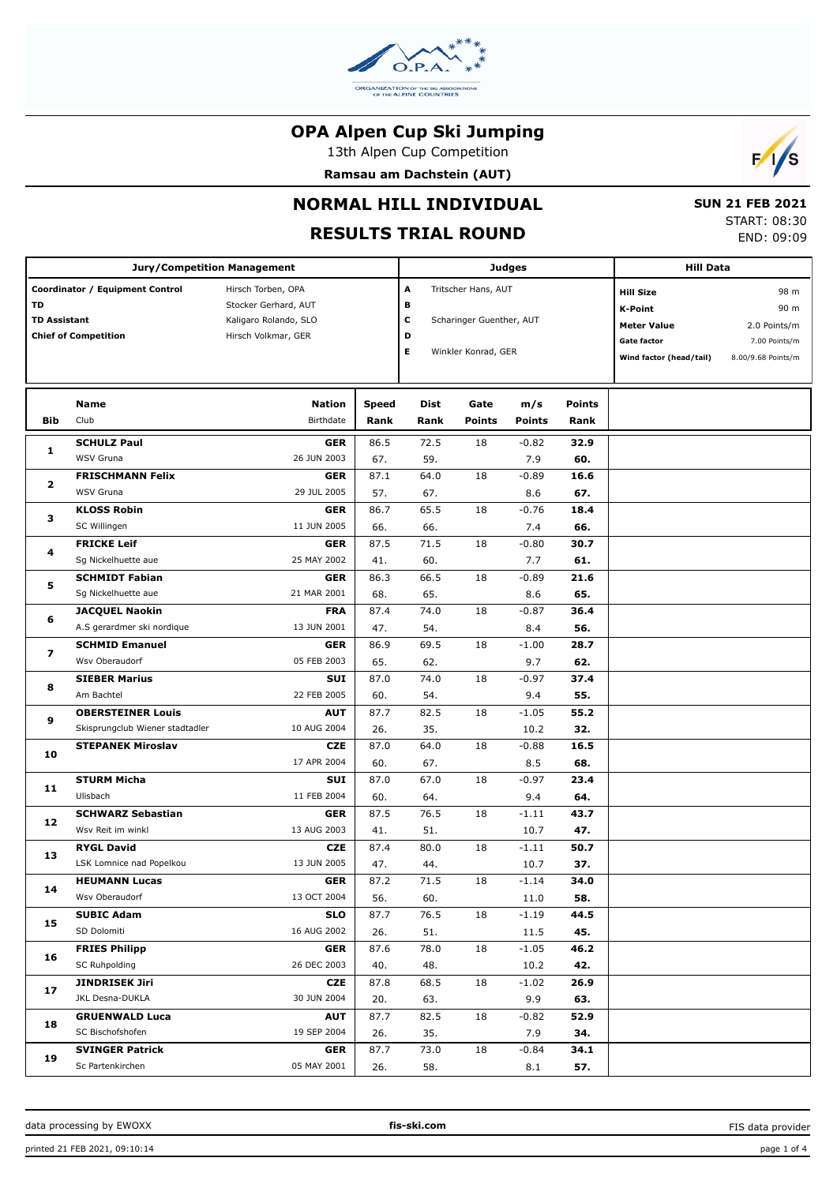# OPA Alpen Cup Ski Jumping

13th Alpen Cup Competition

**Ramsau am Dachstein (AUT)**

## NORMAL HILL INDIVIDUAL

## RESULTS TRIAL ROUND

**SUN 21 FEB 2021**

START: 08:30

END: 09:09

| Jury/Competition Management | | Judges | | Hill Data | |
|---|---|---|---|---|---|
| Coordinator / Equipment Control | Hirsch Torben, OPA | A | Tritscher Hans, AUT | Hill Size | 98 m |
| TD | Stocker Gerhard, AUT | B | | K-Point | 90 m |
| TD Assistant | Kaligaro Rolando, SLO | C | Scharinger Guenther, AUT | Meter Value | 2.0 Points/m |
| Chief of Competition | Hirsch Volkmar, GER | D | | Gate factor | 7.00 Points/m |
| | | E | Winkler Konrad, GER | Wind factor (head/tail) | 8.00/9.68 Points/m |

| Bib | Name / Club | Nation / Birthdate | Speed / Rank | Dist / Rank | Gate / Points | m/s / Points | Points / Rank |
|---|---|---|---|---|---|---|---|
| 1 | **SCHULZ Paul** | **GER** | 86.5 | 72.5 | 18 | -0.82 | **32.9** |
| | WSV Gruna | 26 JUN 2003 | 67. | 59. | | 7.9 | **60.** |
| 2 | **FRISCHMANN Felix** | **GER** | 87.1 | 64.0 | 18 | -0.89 | **16.6** |
| | WSV Gruna | 29 JUL 2005 | 57. | 67. | | 8.6 | **67.** |
| 3 | **KLOSS Robin** | **GER** | 86.7 | 65.5 | 18 | -0.76 | **18.4** |
| | SC Willingen | 11 JUN 2005 | 66. | 66. | | 7.4 | **66.** |
| 4 | **FRICKE Leif** | **GER** | 87.5 | 71.5 | 18 | -0.80 | **30.7** |
| | Sg Nickelhuette aue | 25 MAY 2002 | 41. | 60. | | 7.7 | **61.** |
| 5 | **SCHMIDT Fabian** | **GER** | 86.3 | 66.5 | 18 | -0.89 | **21.6** |
| | Sg Nickelhuette aue | 21 MAR 2001 | 68. | 65. | | 8.6 | **65.** |
| 6 | **JACQUEL Naokin** | **FRA** | 87.4 | 74.0 | 18 | -0.87 | **36.4** |
| | A.S gerardmer ski nordique | 13 JUN 2001 | 47. | 54. | | 8.4 | **56.** |
| 7 | **SCHMID Emanuel** | **GER** | 86.9 | 69.5 | 18 | -1.00 | **28.7** |
| | Wsv Oberaudorf | 05 FEB 2003 | 65. | 62. | | 9.7 | **62.** |
| 8 | **SIEBER Marius** | **SUI** | 87.0 | 74.0 | 18 | -0.97 | **37.4** |
| | Am Bachtel | 22 FEB 2005 | 60. | 54. | | 9.4 | **55.** |
| 9 | **OBERSTEINER Louis** | **AUT** | 87.7 | 82.5 | 18 | -1.05 | **55.2** |
| | Skisprungclub Wiener stadtadler | 10 AUG 2004 | 26. | 35. | | 10.2 | **32.** |
| 10 | **STEPANEK Miroslav** | **CZE** | 87.0 | 64.0 | 18 | -0.88 | **16.5** |
| | | 17 APR 2004 | 60. | 67. | | 8.5 | **68.** |
| 11 | **STURM Micha** | **SUI** | 87.0 | 67.0 | 18 | -0.97 | **23.4** |
| | Ulisbach | 11 FEB 2004 | 60. | 64. | | 9.4 | **64.** |
| 12 | **SCHWARZ Sebastian** | **GER** | 87.5 | 76.5 | 18 | -1.11 | **43.7** |
| | Wsv Reit im winkl | 13 AUG 2003 | 41. | 51. | | 10.7 | **47.** |
| 13 | **RYGL David** | **CZE** | 87.4 | 80.0 | 18 | -1.11 | **50.7** |
| | LSK Lomnice nad Popelkou | 13 JUN 2005 | 47. | 44. | | 10.7 | **37.** |
| 14 | **HEUMANN Lucas** | **GER** | 87.2 | 71.5 | 18 | -1.14 | **34.0** |
| | Wsv Oberaudorf | 13 OCT 2004 | 56. | 60. | | 11.0 | **58.** |
| 15 | **SUBIC Adam** | **SLO** | 87.7 | 76.5 | 18 | -1.19 | **44.5** |
| | SD Dolomiti | 16 AUG 2002 | 26. | 51. | | 11.5 | **45.** |
| 16 | **FRIES Philipp** | **GER** | 87.6 | 78.0 | 18 | -1.05 | **46.2** |
| | SC Ruhpolding | 26 DEC 2003 | 40. | 48. | | 10.2 | **42.** |
| 17 | **JINDRISEK Jiri** | **CZE** | 87.8 | 68.5 | 18 | -1.02 | **26.9** |
| | JKL Desna-DUKLA | 30 JUN 2004 | 20. | 63. | | 9.9 | **63.** |
| 18 | **GRUENWALD Luca** | **AUT** | 87.7 | 82.5 | 18 | -0.82 | **52.9** |
| | SC Bischofshofen | 19 SEP 2004 | 26. | 35. | | 7.9 | **34.** |
| 19 | **SVINGER Patrick** | **GER** | 87.7 | 73.0 | 18 | -0.84 | **34.1** |
| | Sc Partenkirchen | 05 MAY 2001 | 26. | 58. | | 8.1 | **57.** |

data processing by EWOXX  **fis-ski.com**  FIS data provider

printed 21 FEB 2021, 09:10:14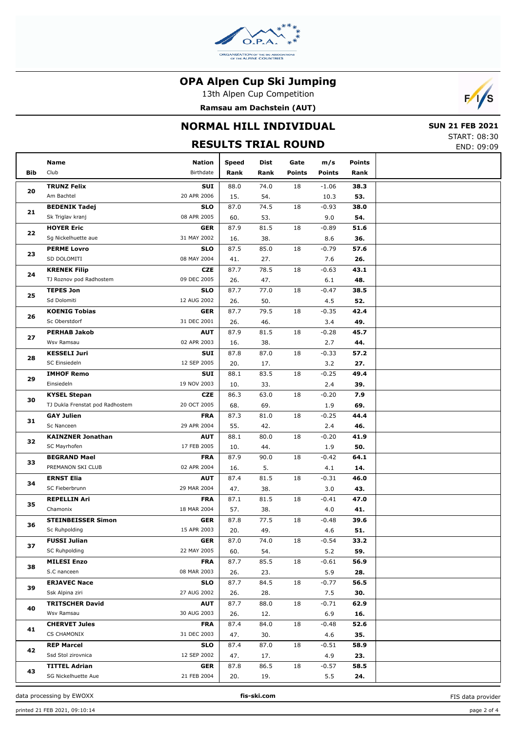# OPA Alpen Cup Ski Jumping

13th Alpen Cup Competition

**Ramsau am Dachstein (AUT)**

## NORMAL HILL INDIVIDUAL

**SUN 21 FEB 2021**

## RESULTS TRIAL ROUND

START: 08:30
END: 09:09

| Bib | Name / Club | Nation / Birthdate | Speed / Rank | Dist / Rank | Gate / Points | m/s / Points | Points / Rank |
|---|---|---|---|---|---|---|---|
| 20 | **TRUNZ Felix**<br>Am Bachtel | **SUI**<br>20 APR 2006 | 88.0<br>15. | 74.0<br>54. | 18 | -1.06<br>10.3 | **38.3**<br>**53.** |
| 21 | **BEDENIK Tadej**<br>Sk Triglav kranj | **SLO**<br>08 APR 2005 | 87.0<br>60. | 74.5<br>53. | 18 | -0.93<br>9.0 | **38.0**<br>**54.** |
| 22 | **HOYER Eric**<br>Sg Nickelhuette aue | **GER**<br>31 MAY 2002 | 87.9<br>16. | 81.5<br>38. | 18 | -0.89<br>8.6 | **51.6**<br>**36.** |
| 23 | **PERME Lovro**<br>SD DOLOMITI | **SLO**<br>08 MAY 2004 | 87.5<br>41. | 85.0<br>27. | 18 | -0.79<br>7.6 | **57.6**<br>**26.** |
| 24 | **KRENEK Filip**<br>TJ Roznov pod Radhostem | **CZE**<br>09 DEC 2005 | 87.7<br>26. | 78.5<br>47. | 18 | -0.63<br>6.1 | **43.1**<br>**48.** |
| 25 | **TEPES Jon**<br>Sd Dolomiti | **SLO**<br>12 AUG 2002 | 87.7<br>26. | 77.0<br>50. | 18 | -0.47<br>4.5 | **38.5**<br>**52.** |
| 26 | **KOENIG Tobias**<br>Sc Oberstdorf | **GER**<br>31 DEC 2001 | 87.7<br>26. | 79.5<br>46. | 18 | -0.35<br>3.4 | **42.4**<br>**49.** |
| 27 | **PERHAB Jakob**<br>Wsv Ramsau | **AUT**<br>02 APR 2003 | 87.9<br>16. | 81.5<br>38. | 18 | -0.28<br>2.7 | **45.7**<br>**44.** |
| 28 | **KESSELI Juri**<br>SC Einsiedeln | **SUI**<br>12 SEP 2005 | 87.8<br>20. | 87.0<br>17. | 18 | -0.33<br>3.2 | **57.2**<br>**27.** |
| 29 | **IMHOF Remo**<br>Einsiedeln | **SUI**<br>19 NOV 2003 | 88.1<br>10. | 83.5<br>33. | 18 | -0.25<br>2.4 | **49.4**<br>**39.** |
| 30 | **KYSEL Stepan**<br>TJ Dukla Frenstat pod Radhostem | **CZE**<br>20 OCT 2005 | 86.3<br>68. | 63.0<br>69. | 18 | -0.20<br>1.9 | **7.9**<br>**69.** |
| 31 | **GAY Julien**<br>Sc Nanceen | **FRA**<br>29 APR 2004 | 87.3<br>55. | 81.0<br>42. | 18 | -0.25<br>2.4 | **44.4**<br>**46.** |
| 32 | **KAINZNER Jonathan**<br>SC Mayrhofen | **AUT**<br>17 FEB 2005 | 88.1<br>10. | 80.0<br>44. | 18 | -0.20<br>1.9 | **41.9**<br>**50.** |
| 33 | **BEGRAND Mael**<br>PREMANON SKI CLUB | **FRA**<br>02 APR 2004 | 87.9<br>16. | 90.0<br>5. | 18 | -0.42<br>4.1 | **64.1**<br>**14.** |
| 34 | **ERNST Elia**<br>SC Fieberbrunn | **AUT**<br>29 MAR 2004 | 87.4<br>47. | 81.5<br>38. | 18 | -0.31<br>3.0 | **46.0**<br>**43.** |
| 35 | **REPELLIN Ari**<br>Chamonix | **FRA**<br>18 MAR 2004 | 87.1<br>57. | 81.5<br>38. | 18 | -0.41<br>4.0 | **47.0**<br>**41.** |
| 36 | **STEINBEISSER Simon**<br>Sc Ruhpolding | **GER**<br>15 APR 2003 | 87.8<br>20. | 77.5<br>49. | 18 | -0.48<br>4.6 | **39.6**<br>**51.** |
| 37 | **FUSSI Julian**<br>SC Ruhpolding | **GER**<br>22 MAY 2005 | 87.0<br>60. | 74.0<br>54. | 18 | -0.54<br>5.2 | **33.2**<br>**59.** |
| 38 | **MILESI Enzo**<br>S.C nanceen | **FRA**<br>08 MAR 2003 | 87.7<br>26. | 85.5<br>23. | 18 | -0.61<br>5.9 | **56.9**<br>**28.** |
| 39 | **ERJAVEC Nace**<br>Ssk Alpina ziri | **SLO**<br>27 AUG 2002 | 87.7<br>26. | 84.5<br>28. | 18 | -0.77<br>7.5 | **56.5**<br>**30.** |
| 40 | **TRITSCHER David**<br>Wsv Ramsau | **AUT**<br>30 AUG 2003 | 87.7<br>26. | 88.0<br>12. | 18 | -0.71<br>6.9 | **62.9**<br>**16.** |
| 41 | **CHERVET Jules**<br>CS CHAMONIX | **FRA**<br>31 DEC 2003 | 87.4<br>47. | 84.0<br>30. | 18 | -0.48<br>4.6 | **52.6**<br>**35.** |
| 42 | **REP Marcel**<br>Ssd Stol zirovnica | **SLO**<br>12 SEP 2002 | 87.4<br>47. | 87.0<br>17. | 18 | -0.51<br>4.9 | **58.9**<br>**23.** |
| 43 | **TITTEL Adrian**<br>SG Nickelhuette Aue | **GER**<br>21 FEB 2004 | 87.8<br>20. | 86.5<br>19. | 18 | -0.57<br>5.5 | **58.5**<br>**24.** |

data processing by EWOXX | fis-ski.com | FIS data provider

printed 21 FEB 2021, 09:10:14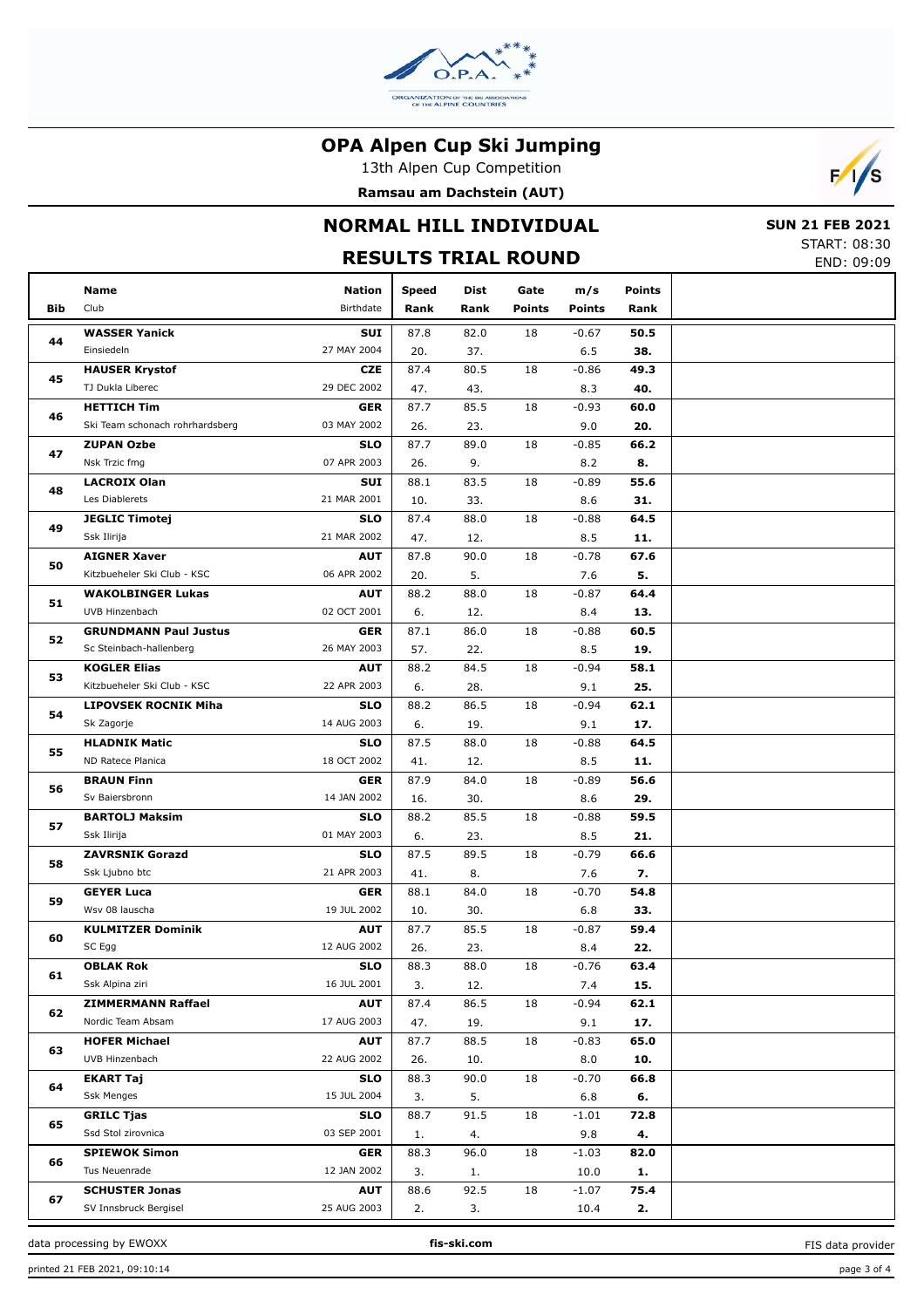# OPA Alpen Cup Ski Jumping

13th Alpen Cup Competition

**Ramsau am Dachstein (AUT)**

## NORMAL HILL INDIVIDUAL

**SUN 21 FEB 2021**

START: 08:30
END: 09:09

## RESULTS TRIAL ROUND

| Bib | Name / Club | Nation / Birthdate | Speed / Rank | Dist / Rank | Gate / Points | m/s / Points | Points / Rank |
|---|---|---|---|---|---|---|---|
| 44 | **WASSER Yanick** Einsiedeln | **SUI** 27 MAY 2004 | 87.8 / 20. | 82.0 / 37. | 18 | -0.67 / 6.5 | **50.5** / **38.** |
| 45 | **HAUSER Krystof** TJ Dukla Liberec | **CZE** 29 DEC 2002 | 87.4 / 47. | 80.5 / 43. | 18 | -0.86 / 8.3 | **49.3** / **40.** |
| 46 | **HETTICH Tim** Ski Team schonach rohrhardsberg | **GER** 03 MAY 2002 | 87.7 / 26. | 85.5 / 23. | 18 | -0.93 / 9.0 | **60.0** / **20.** |
| 47 | **ZUPAN Ozbe** Nsk Trzic fmg | **SLO** 07 APR 2003 | 87.7 / 26. | 89.0 / 9. | 18 | -0.85 / 8.2 | **66.2** / **8.** |
| 48 | **LACROIX Olan** Les Diablerets | **SUI** 21 MAR 2001 | 88.1 / 10. | 83.5 / 33. | 18 | -0.89 / 8.6 | **55.6** / **31.** |
| 49 | **JEGLIC Timotej** Ssk Ilirija | **SLO** 21 MAR 2002 | 87.4 / 47. | 88.0 / 12. | 18 | -0.88 / 8.5 | **64.5** / **11.** |
| 50 | **AIGNER Xaver** Kitzbueheler Ski Club - KSC | **AUT** 06 APR 2002 | 87.8 / 20. | 90.0 / 5. | 18 | -0.78 / 7.6 | **67.6** / **5.** |
| 51 | **WAKOLBINGER Lukas** UVB Hinzenbach | **AUT** 02 OCT 2001 | 88.2 / 6. | 88.0 / 12. | 18 | -0.87 / 8.4 | **64.4** / **13.** |
| 52 | **GRUNDMANN Paul Justus** Sc Steinbach-hallenberg | **GER** 26 MAY 2003 | 87.1 / 57. | 86.0 / 22. | 18 | -0.88 / 8.5 | **60.5** / **19.** |
| 53 | **KOGLER Elias** Kitzbueheler Ski Club - KSC | **AUT** 22 APR 2003 | 88.2 / 6. | 84.5 / 28. | 18 | -0.94 / 9.1 | **58.1** / **25.** |
| 54 | **LIPOVSEK ROCNIK Miha** Sk Zagorje | **SLO** 14 AUG 2003 | 88.2 / 6. | 86.5 / 19. | 18 | -0.94 / 9.1 | **62.1** / **17.** |
| 55 | **HLADNIK Matic** ND Ratece Planica | **SLO** 18 OCT 2002 | 87.5 / 41. | 88.0 / 12. | 18 | -0.88 / 8.5 | **64.5** / **11.** |
| 56 | **BRAUN Finn** Sv Baiersbronn | **GER** 14 JAN 2002 | 87.9 / 16. | 84.0 / 30. | 18 | -0.89 / 8.6 | **56.6** / **29.** |
| 57 | **BARTOLJ Maksim** Ssk Ilirija | **SLO** 01 MAY 2003 | 88.2 / 6. | 85.5 / 23. | 18 | -0.88 / 8.5 | **59.5** / **21.** |
| 58 | **ZAVRSNIK Gorazd** Ssk Ljubno btc | **SLO** 21 APR 2003 | 87.5 / 41. | 89.5 / 8. | 18 | -0.79 / 7.6 | **66.6** / **7.** |
| 59 | **GEYER Luca** Wsv 08 lauscha | **GER** 19 JUL 2002 | 88.1 / 10. | 84.0 / 30. | 18 | -0.70 / 6.8 | **54.8** / **33.** |
| 60 | **KULMITZER Dominik** SC Egg | **AUT** 12 AUG 2002 | 87.7 / 26. | 85.5 / 23. | 18 | -0.87 / 8.4 | **59.4** / **22.** |
| 61 | **OBLAK Rok** Ssk Alpina ziri | **SLO** 16 JUL 2001 | 88.3 / 3. | 88.0 / 12. | 18 | -0.76 / 7.4 | **63.4** / **15.** |
| 62 | **ZIMMERMANN Raffael** Nordic Team Absam | **AUT** 17 AUG 2003 | 87.4 / 47. | 86.5 / 19. | 18 | -0.94 / 9.1 | **62.1** / **17.** |
| 63 | **HOFER Michael** UVB Hinzenbach | **AUT** 22 AUG 2002 | 87.7 / 26. | 88.5 / 10. | 18 | -0.83 / 8.0 | **65.0** / **10.** |
| 64 | **EKART Taj** Ssk Menges | **SLO** 15 JUL 2004 | 88.3 / 3. | 90.0 / 5. | 18 | -0.70 / 6.8 | **66.8** / **6.** |
| 65 | **GRILC Tjas** Ssd Stol zirovnica | **SLO** 03 SEP 2001 | 88.7 / 1. | 91.5 / 4. | 18 | -1.01 / 9.8 | **72.8** / **4.** |
| 66 | **SPIEWOK Simon** Tus Neuenrade | **GER** 12 JAN 2002 | 88.3 / 3. | 96.0 / 1. | 18 | -1.03 / 10.0 | **82.0** / **1.** |
| 67 | **SCHUSTER Jonas** SV Innsbruck Bergisel | **AUT** 25 AUG 2003 | 88.6 / 2. | 92.5 / 3. | 18 | -1.07 / 10.4 | **75.4** / **2.** |

data processing by EWOXX | fis-ski.com | FIS data provider

printed 21 FEB 2021, 09:10:14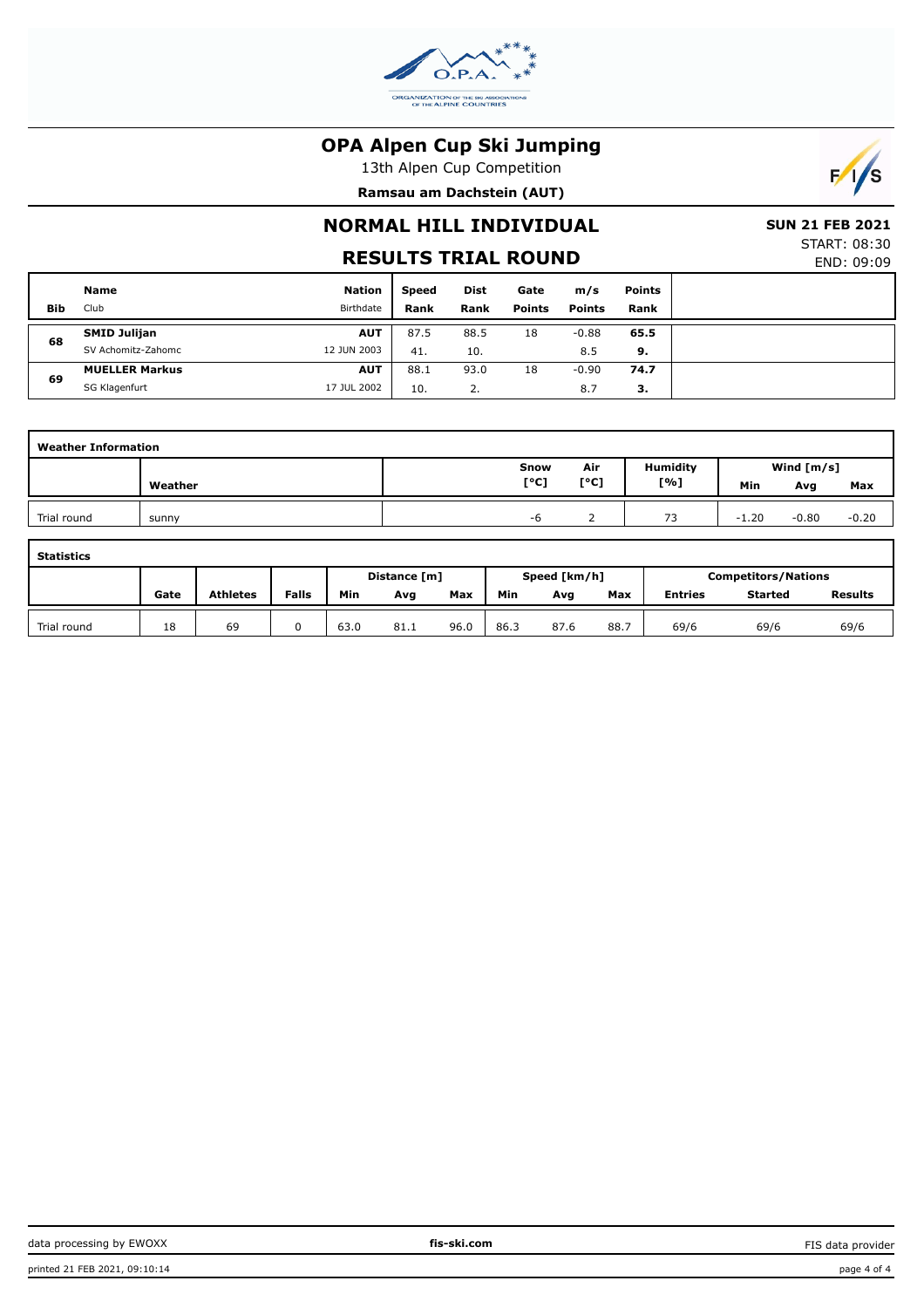# OPA Alpen Cup Ski Jumping

13th Alpen Cup Competition

**Ramsau am Dachstein (AUT)**

## NORMAL HILL INDIVIDUAL

## RESULTS TRIAL ROUND

**SUN 21 FEB 2021**

START: 08:30

END: 09:09

| Bib | Name / Club | Nation / Birthdate | Speed / Rank | Dist / Rank | Gate / Points | m/s / Points | Points / Rank |
|---|---|---|---|---|---|---|---|
| 68 | **SMID Julijan** | **AUT** | 87.5 | 88.5 | 18 | -0.88 | **65.5** |
| | SV Achomitz-Zahomc | 12 JUN 2003 | 41. | 10. | | 8.5 | **9.** |
| 69 | **MUELLER Markus** | **AUT** | 88.1 | 93.0 | 18 | -0.90 | **74.7** |
| | SG Klagenfurt | 17 JUL 2002 | 10. | 2. | | 8.7 | **3.** |

**Weather Information**

| | Weather | Snow [°C] | Air [°C] | Humidity [%] | Wind [m/s] Min | Wind [m/s] Avg | Wind [m/s] Max |
|---|---|---|---|---|---|---|---|
| Trial round | sunny | -6 | 2 | 73 | -1.20 | -0.80 | -0.20 |

**Statistics**

| | Gate | Athletes | Falls | Distance [m] Min | Distance [m] Avg | Distance [m] Max | Speed [km/h] Min | Speed [km/h] Avg | Speed [km/h] Max | Competitors/Nations Entries | Competitors/Nations Started | Competitors/Nations Results |
|---|---|---|---|---|---|---|---|---|---|---|---|---|
| Trial round | 18 | 69 | 0 | 63.0 | 81.1 | 96.0 | 86.3 | 87.6 | 88.7 | 69/6 | 69/6 | 69/6 |

data processing by EWOXX | fis-ski.com | FIS data provider

printed 21 FEB 2021, 09:10:14